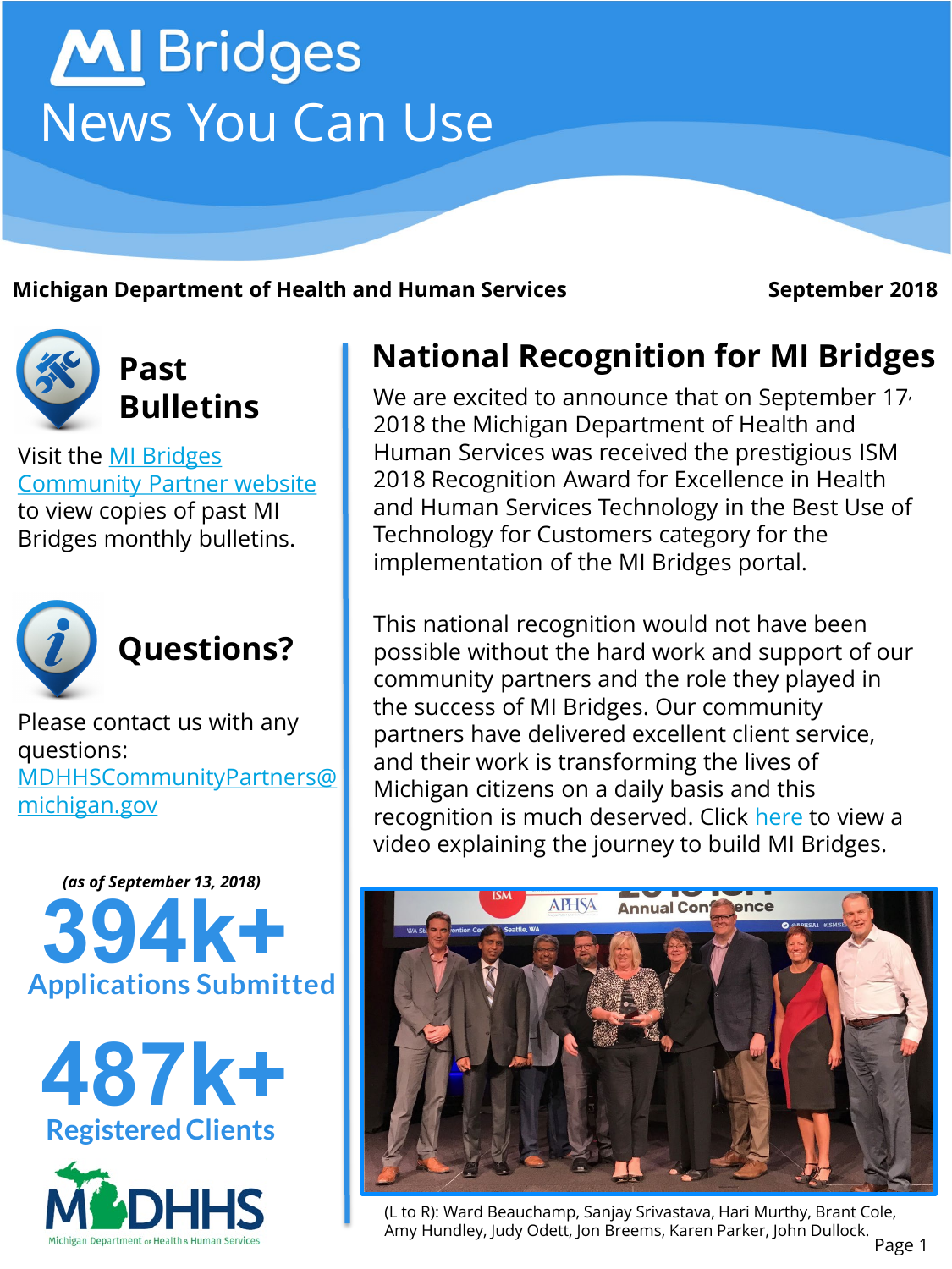# MI Bridges News You Can Use

**Michigan Department of Health and Human Services** **September 2018**

## National Recognition for MI Bridges

We are excited to announce that on September 17, 2018 the Michigan Department of Health and Human Services was received the prestigious ISM 2018 Recognition Award for Excellence in Health and Human Services Technology in the Best Use of Technology for Customers category for the implementation of the MI Bridges portal.

This national recognition would not have been possible without the hard work and support of our community partners and the role they played in the success of MI Bridges. Our community partners have delivered excellent client service, and their work is transforming the lives of Michigan citizens on a daily basis and this recognition is much deserved. Click here to view a video explaining the journey to build MI Bridges.

(L to R): Ward Beauchamp, Sanjay Srivastava, Hari Murthy, Brant Cole, Amy Hundley, Judy Odett, Jon Breems, Karen Parker, John Dullock.

## Past Bulletins

Visit the MI Bridges Community Partner website to view copies of past MI Bridges monthly bulletins.

## Questions?

Please contact us with any questions: MDHHSCommunityPartners@michigan.gov

*(as of September 13, 2018)*

**394k+**
**Applications Submitted**

**487k+**
**Registered Clients**

MDHHS
Michigan Department of Health & Human Services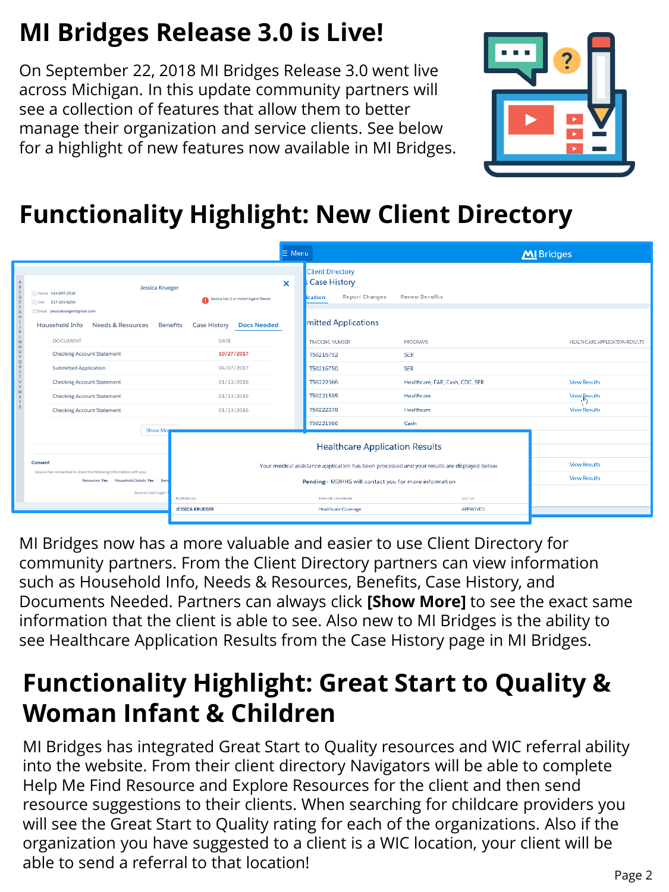# MI Bridges Release 3.0 is Live!

On September 22, 2018 MI Bridges Release 3.0 went live across Michigan. In this update community partners will see a collection of features that allow them to better manage their organization and service clients. See below for a highlight of new features now available in MI Bridges.

# Functionality Highlight: New Client Directory

MI Bridges now has a more valuable and easier to use Client Directory for community partners. From the Client Directory partners can view information such as Household Info, Needs & Resources, Benefits, Case History, and Documents Needed. Partners can always click **[Show More]** to see the exact same information that the client is able to see. Also new to MI Bridges is the ability to see Healthcare Application Results from the Case History page in MI Bridges.

# Functionality Highlight: Great Start to Quality & Woman Infant & Children

MI Bridges has integrated Great Start to Quality resources and WIC referral ability into the website. From their client directory Navigators will be able to complete Help Me Find Resource and Explore Resources for the client and then send resource suggestions to their clients. When searching for childcare providers you will see the Great Start to Quality rating for each of the organizations. Also if the organization you have suggested to a client is a WIC location, your client will be able to send a referral to that location!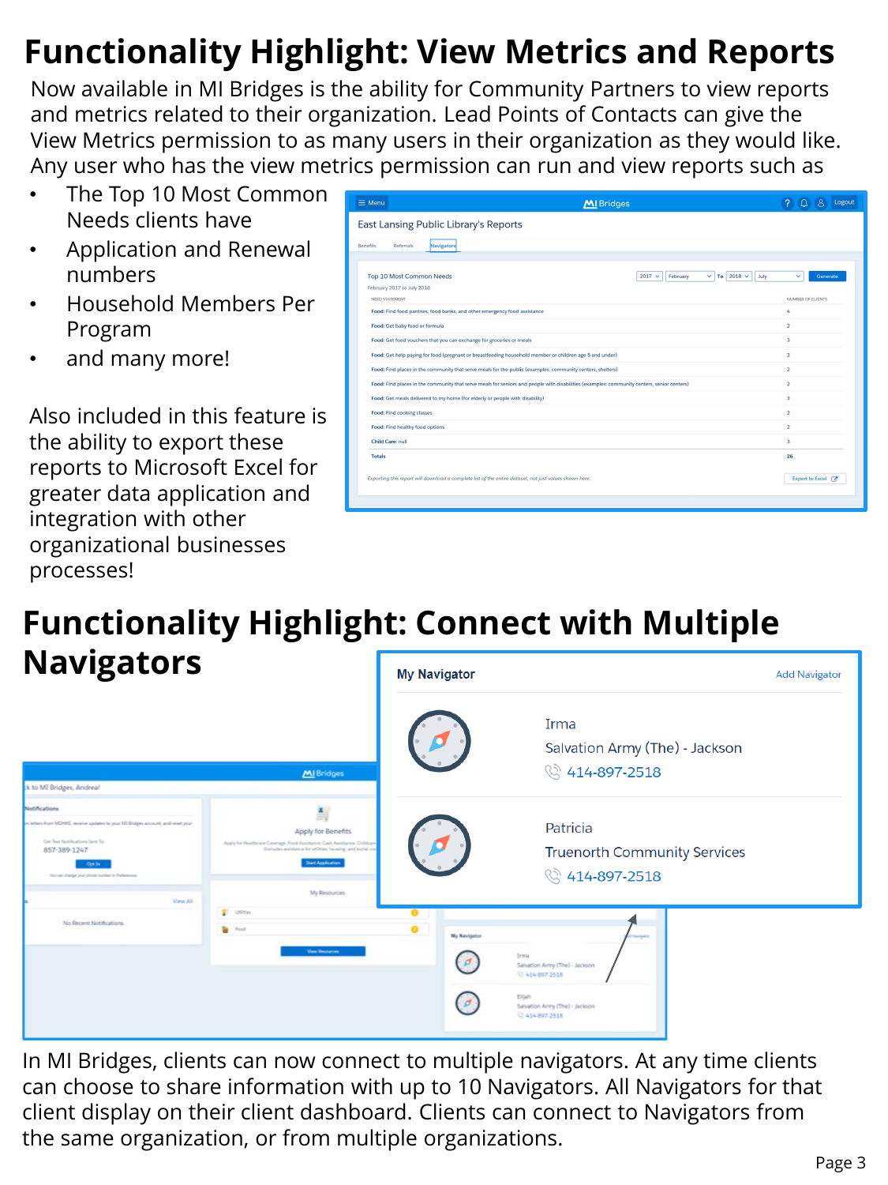# Functionality Highlight: View Metrics and Reports

Now available in MI Bridges is the ability for Community Partners to view reports and metrics related to their organization. Lead Points of Contacts can give the View Metrics permission to as many users in their organization as they would like. Any user who has the view metrics permission can run and view reports such as

- The Top 10 Most Common Needs clients have
- Application and Renewal numbers
- Household Members Per Program
- and many more!

Also included in this feature is the ability to export these reports to Microsoft Excel for greater data application and integration with other organizational businesses processes!

# Functionality Highlight: Connect with Multiple Navigators

In MI Bridges, clients can now connect to multiple navigators. At any time clients can choose to share information with up to 10 Navigators. All Navigators for that client display on their client dashboard. Clients can connect to Navigators from the same organization, or from multiple organizations.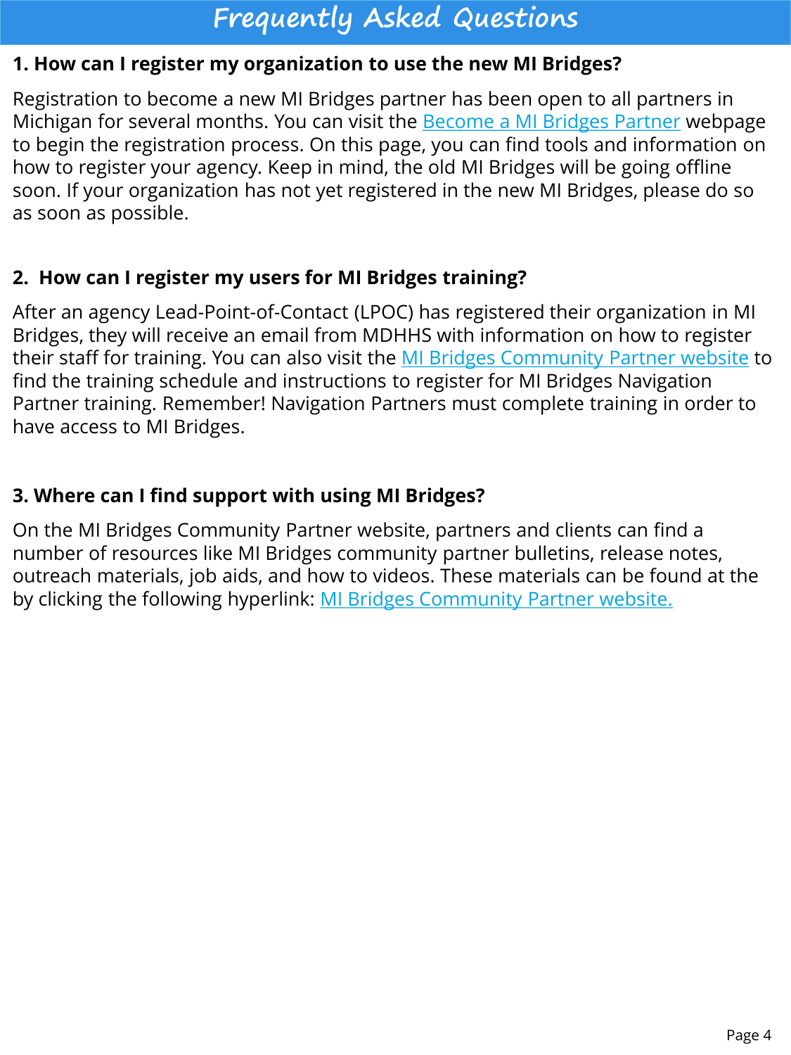# Frequently Asked Questions

**1. How can I register my organization to use the new MI Bridges?**

Registration to become a new MI Bridges partner has been open to all partners in Michigan for several months. You can visit the Become a MI Bridges Partner webpage to begin the registration process. On this page, you can find tools and information on how to register your agency. Keep in mind, the old MI Bridges will be going offline soon. If your organization has not yet registered in the new MI Bridges, please do so as soon as possible.

**2. How can I register my users for MI Bridges training?**

After an agency Lead-Point-of-Contact (LPOC) has registered their organization in MI Bridges, they will receive an email from MDHHS with information on how to register their staff for training. You can also visit the MI Bridges Community Partner website to find the training schedule and instructions to register for MI Bridges Navigation Partner training. Remember! Navigation Partners must complete training in order to have access to MI Bridges.

**3. Where can I find support with using MI Bridges?**

On the MI Bridges Community Partner website, partners and clients can find a number of resources like MI Bridges community partner bulletins, release notes, outreach materials, job aids, and how to videos. These materials can be found at the by clicking the following hyperlink: MI Bridges Community Partner website.